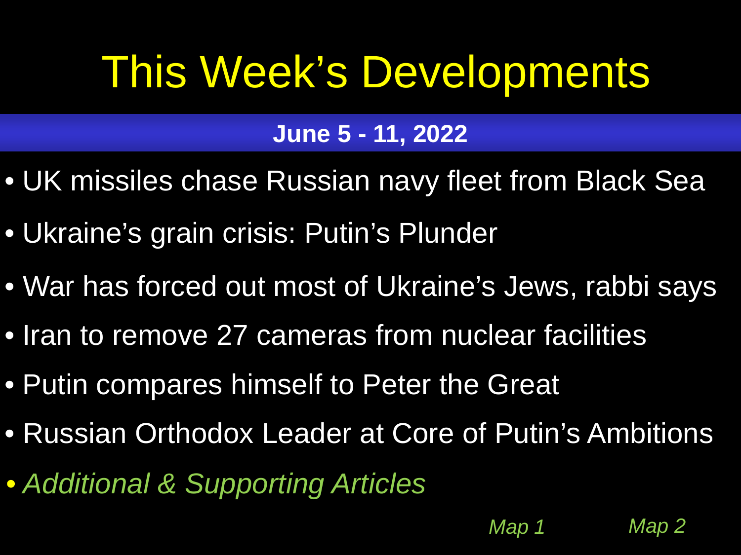# This Week's Developments

**June 5 - 11, 2022**

- UK missiles chase Russian navy fleet from Black Sea
- Ukraine's grain crisis: Putin's Plunder
- War has forced out most of Ukraine's Jews, rabbi says
- Iran to remove 27 cameras from nuclear facilities
- Putin compares himself to Peter the Great
- Russian Orthodox Leader at Core of Putin's Ambitions
- *Additional & Supporting Articles*

*Map 1* *Map 2*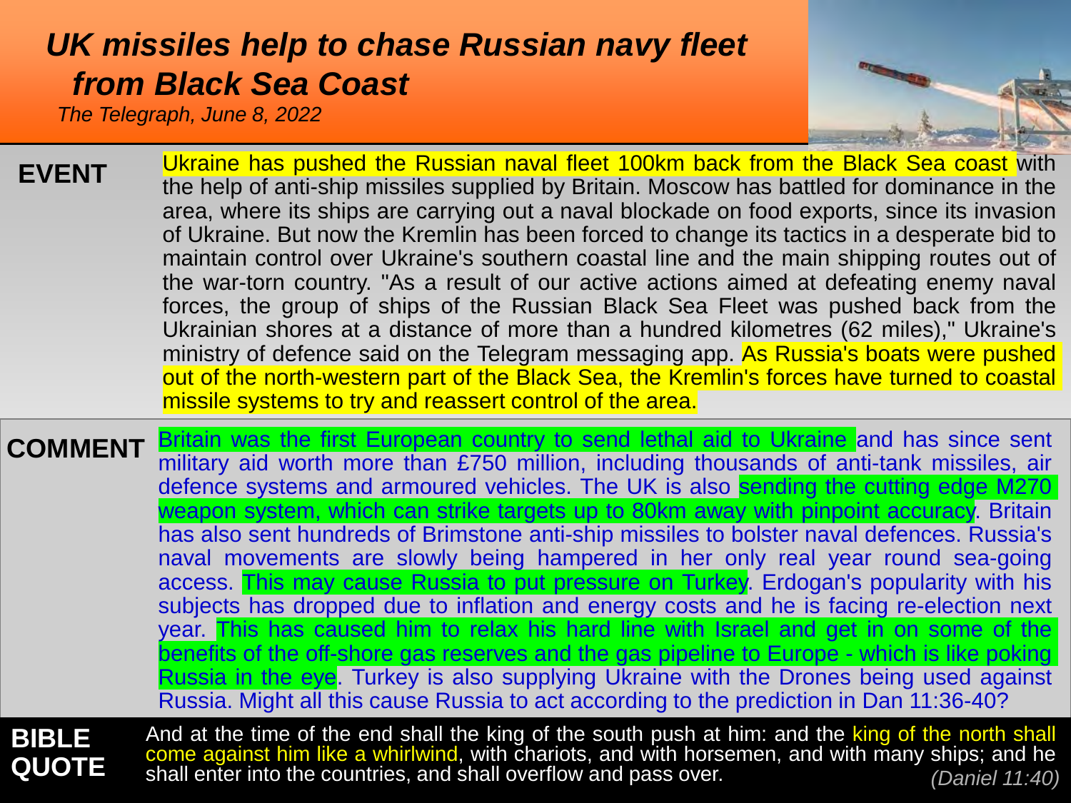# *UK missiles help to chase Russian navy fleet from Black Sea Coast*

*The Telegraph, June 8, 2022*

**EVENT**

Ukraine has pushed the Russian naval fleet 100km back from the Black Sea coast with the help of anti-ship missiles supplied by Britain. Moscow has battled for dominance in the area, where its ships are carrying out a naval blockade on food exports, since its invasion of Ukraine. But now the Kremlin has been forced to change its tactics in a desperate bid to maintain control over Ukraine's southern coastal line and the main shipping routes out of the war-torn country. "As a result of our active actions aimed at defeating enemy naval forces, the group of ships of the Russian Black Sea Fleet was pushed back from the Ukrainian shores at a distance of more than a hundred kilometres (62 miles)," Ukraine's ministry of defence said on the Telegram messaging app. As Russia's boats were pushed out of the north-western part of the Black Sea, the Kremlin's forces have turned to coastal missile systems to try and reassert control of the area.

**COMMENT**

Britain was the first European country to send lethal aid to Ukraine and has since sent military aid worth more than £750 million, including thousands of anti-tank missiles, air defence systems and armoured vehicles. The UK is also sending the cutting edge M270 weapon system, which can strike targets up to 80km away with pinpoint accuracy. Britain has also sent hundreds of Brimstone anti-ship missiles to bolster naval defences. Russia's naval movements are slowly being hampered in her only real year round sea-going access. This may cause Russia to put pressure on Turkey. Erdogan's popularity with his subjects has dropped due to inflation and energy costs and he is facing re-election next year. This has caused him to relax his hard line with Israel and get in on some of the benefits of the off-shore gas reserves and the gas pipeline to Europe - which is like poking Russia in the eye. Turkey is also supplying Ukraine with the Drones being used against Russia. Might all this cause Russia to act according to the prediction in Dan 11:36-40?

**BIBLE QUOTE**

And at the time of the end shall the king of the south push at him: and the king of the north shall come against him like a whirlwind, with chariots, and with horsemen, and with many ships; and he shall enter into the countries, and shall overflow and pass over. *(Daniel 11:40)*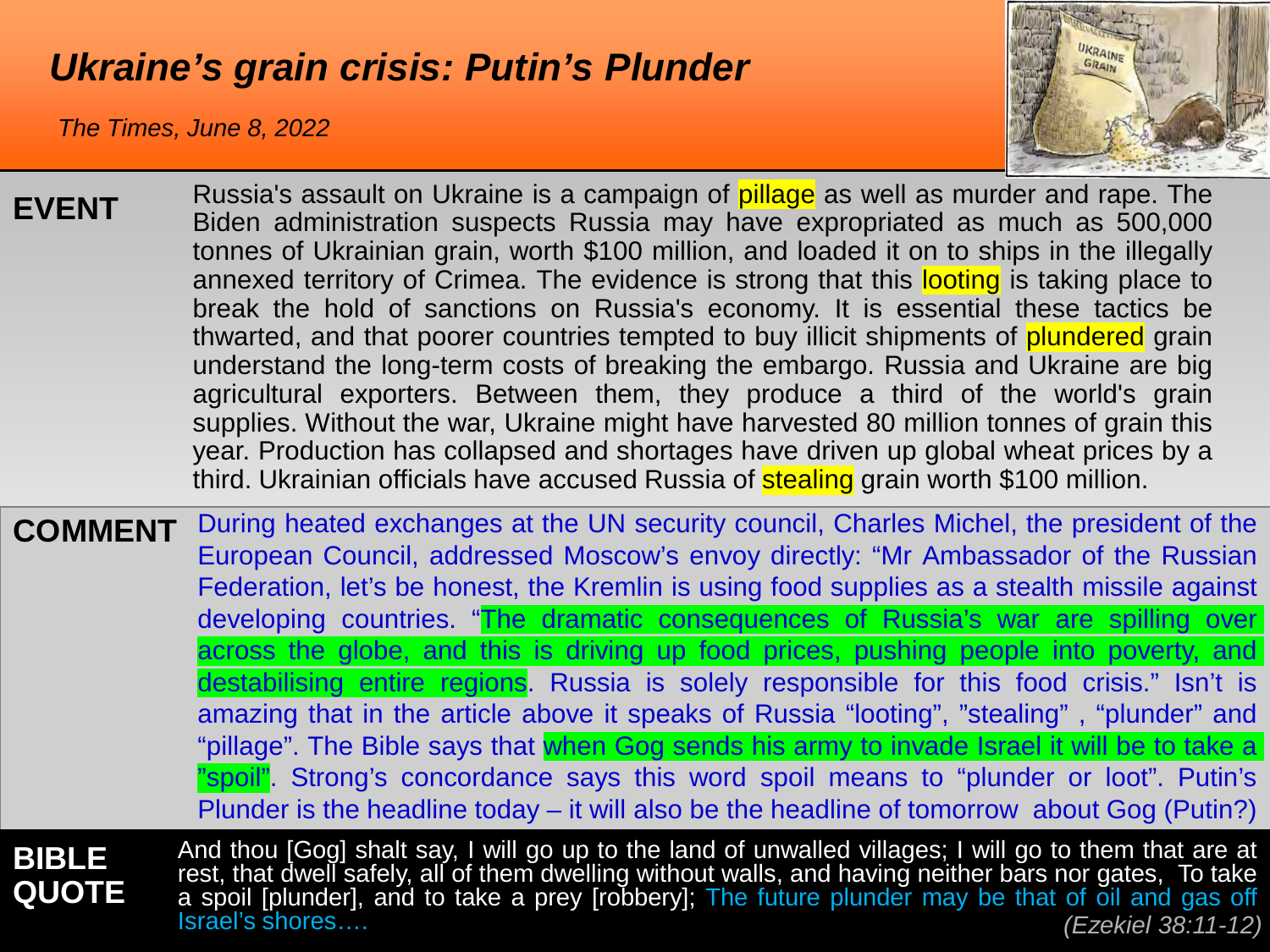# *Ukraine's grain crisis: Putin's Plunder*

*The Times, June 8, 2022*

**EVENT**

Russia's assault on Ukraine is a campaign of pillage as well as murder and rape. The Biden administration suspects Russia may have expropriated as much as 500,000 tonnes of Ukrainian grain, worth $100 million, and loaded it on to ships in the illegally annexed territory of Crimea. The evidence is strong that this looting is taking place to break the hold of sanctions on Russia's economy. It is essential these tactics be thwarted, and that poorer countries tempted to buy illicit shipments of plundered grain understand the long-term costs of breaking the embargo. Russia and Ukraine are big agricultural exporters. Between them, they produce a third of the world's grain supplies. Without the war, Ukraine might have harvested 80 million tonnes of grain this year. Production has collapsed and shortages have driven up global wheat prices by a third. Ukrainian officials have accused Russia of stealing grain worth $100 million.

**COMMENT**

During heated exchanges at the UN security council, Charles Michel, the president of the European Council, addressed Moscow's envoy directly: "Mr Ambassador of the Russian Federation, let's be honest, the Kremlin is using food supplies as a stealth missile against developing countries. "The dramatic consequences of Russia's war are spilling over across the globe, and this is driving up food prices, pushing people into poverty, and destabilising entire regions. Russia is solely responsible for this food crisis." Isn't is amazing that in the article above it speaks of Russia "looting", "stealing" , "plunder" and "pillage". The Bible says that when Gog sends his army to invade Israel it will be to take a "spoil". Strong's concordance says this word spoil means to "plunder or loot". Putin's Plunder is the headline today – it will also be the headline of tomorrow about Gog (Putin?)

**BIBLE QUOTE**

And thou [Gog] shalt say, I will go up to the land of unwalled villages; I will go to them that are at rest, that dwell safely, all of them dwelling without walls, and having neither bars nor gates, To take a spoil [plunder], and to take a prey [robbery]; The future plunder may be that of oil and gas off Israel's shores….

*(Ezekiel 38:11-12)*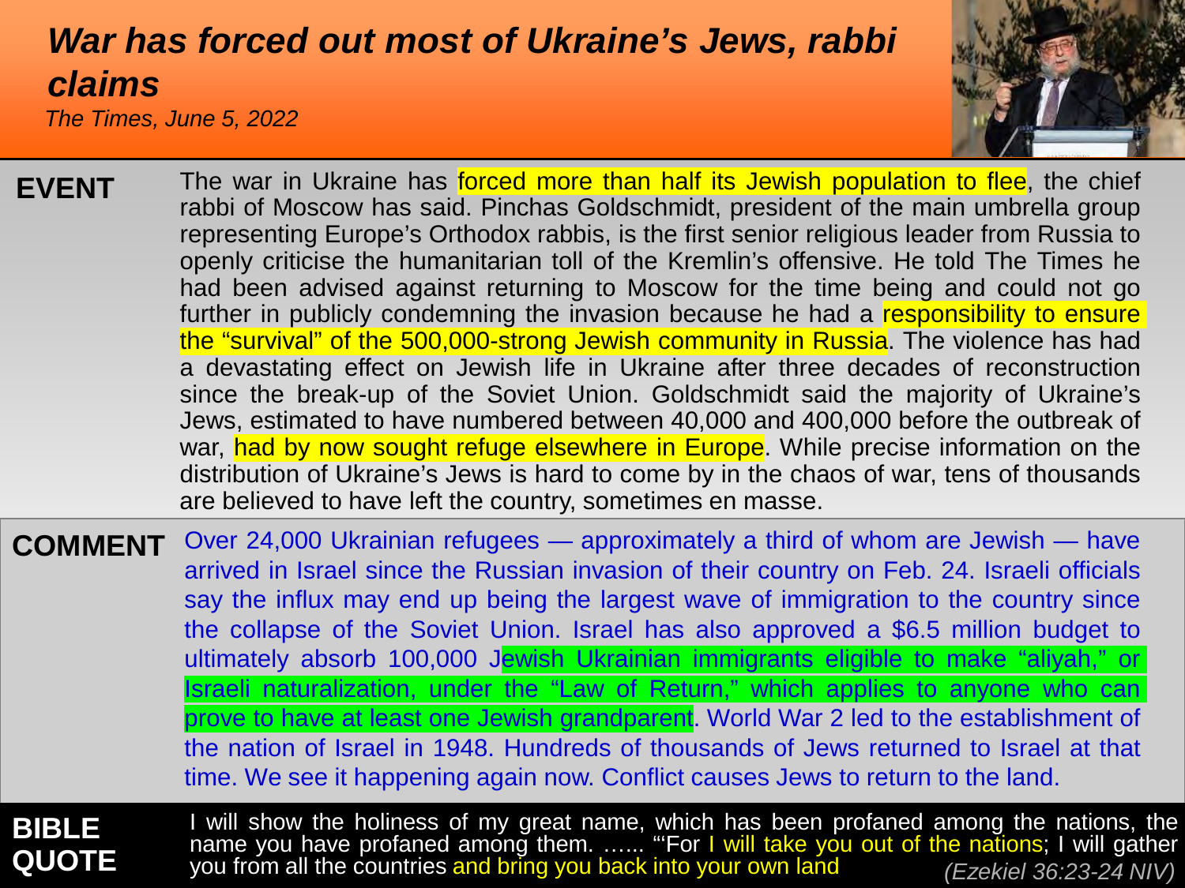# *War has forced out most of Ukraine's Jews, rabbi claims*

*The Times, June 5, 2022*

**EVENT**

The war in Ukraine has forced more than half its Jewish population to flee, the chief rabbi of Moscow has said. Pinchas Goldschmidt, president of the main umbrella group representing Europe's Orthodox rabbis, is the first senior religious leader from Russia to openly criticise the humanitarian toll of the Kremlin's offensive. He told The Times he had been advised against returning to Moscow for the time being and could not go further in publicly condemning the invasion because he had a responsibility to ensure the "survival" of the 500,000-strong Jewish community in Russia. The violence has had a devastating effect on Jewish life in Ukraine after three decades of reconstruction since the break-up of the Soviet Union. Goldschmidt said the majority of Ukraine's Jews, estimated to have numbered between 40,000 and 400,000 before the outbreak of war, had by now sought refuge elsewhere in Europe. While precise information on the distribution of Ukraine's Jews is hard to come by in the chaos of war, tens of thousands are believed to have left the country, sometimes en masse.

**COMMENT**

Over 24,000 Ukrainian refugees — approximately a third of whom are Jewish — have arrived in Israel since the Russian invasion of their country on Feb. 24. Israeli officials say the influx may end up being the largest wave of immigration to the country since the collapse of the Soviet Union. Israel has also approved a $6.5 million budget to ultimately absorb 100,000 Jewish Ukrainian immigrants eligible to make "aliyah," or Israeli naturalization, under the "Law of Return," which applies to anyone who can prove to have at least one Jewish grandparent. World War 2 led to the establishment of the nation of Israel in 1948. Hundreds of thousands of Jews returned to Israel at that time. We see it happening again now. Conflict causes Jews to return to the land.

**BIBLE QUOTE**

I will show the holiness of my great name, which has been profaned among the nations, the name you have profaned among them. …… "'For I will take you out of the nations; I will gather you from all the countries and bring you back into your own land

*(Ezekiel 36:23-24 NIV)*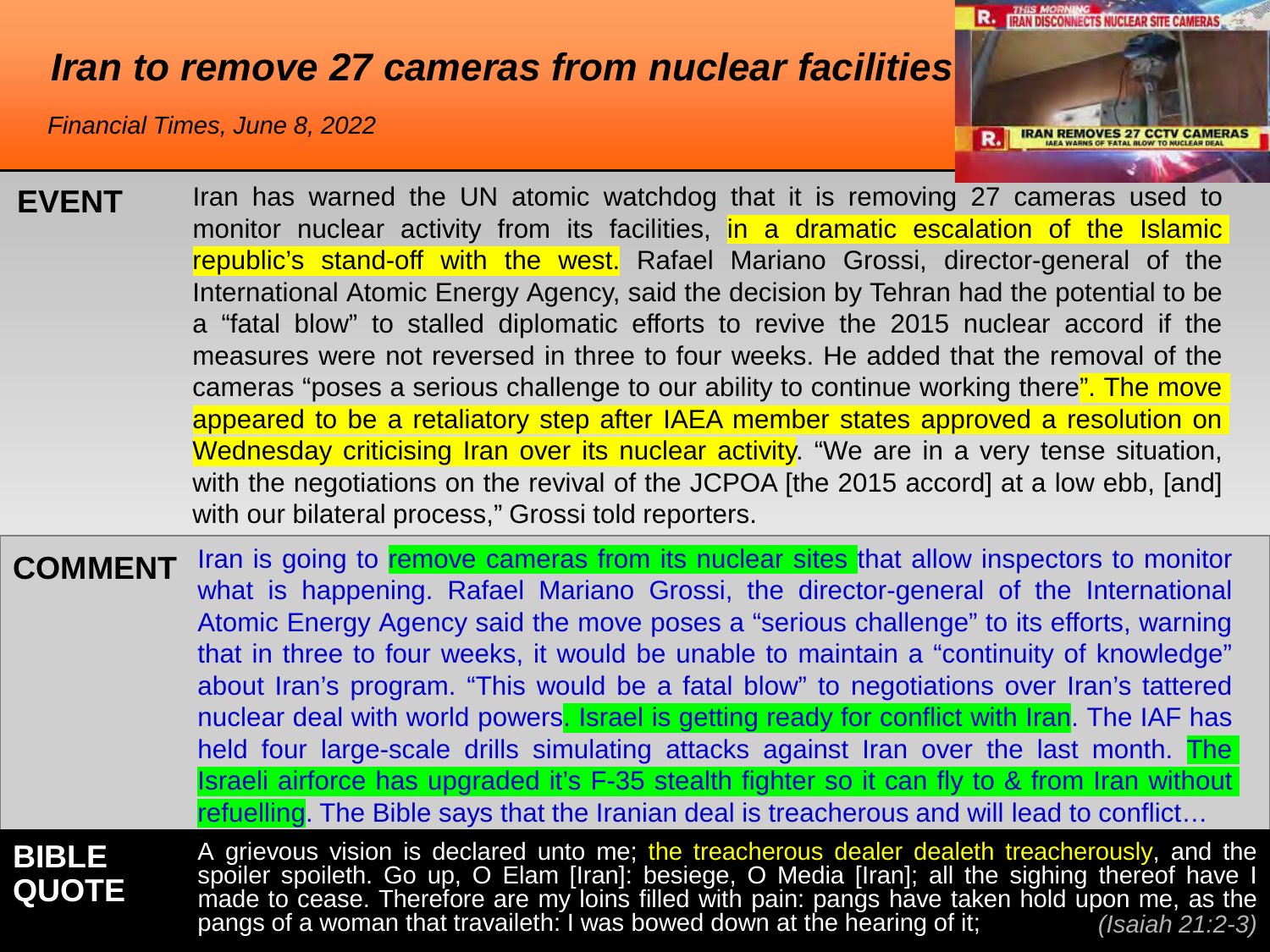# *Iran to remove 27 cameras from nuclear facilities*

*Financial Times, June 8, 2022*

**EVENT**

Iran has warned the UN atomic watchdog that it is removing 27 cameras used to monitor nuclear activity from its facilities, in a dramatic escalation of the Islamic republic's stand-off with the west. Rafael Mariano Grossi, director-general of the International Atomic Energy Agency, said the decision by Tehran had the potential to be a "fatal blow" to stalled diplomatic efforts to revive the 2015 nuclear accord if the measures were not reversed in three to four weeks. He added that the removal of the cameras "poses a serious challenge to our ability to continue working there". The move appeared to be a retaliatory step after IAEA member states approved a resolution on Wednesday criticising Iran over its nuclear activity. "We are in a very tense situation, with the negotiations on the revival of the JCPOA [the 2015 accord] at a low ebb, [and] with our bilateral process," Grossi told reporters.

**COMMENT**

Iran is going to remove cameras from its nuclear sites that allow inspectors to monitor what is happening. Rafael Mariano Grossi, the director-general of the International Atomic Energy Agency said the move poses a "serious challenge" to its efforts, warning that in three to four weeks, it would be unable to maintain a "continuity of knowledge" about Iran's program. "This would be a fatal blow" to negotiations over Iran's tattered nuclear deal with world powers. Israel is getting ready for conflict with Iran. The IAF has held four large-scale drills simulating attacks against Iran over the last month. The Israeli airforce has upgraded it's F-35 stealth fighter so it can fly to & from Iran without refuelling. The Bible says that the Iranian deal is treacherous and will lead to conflict…

**BIBLE QUOTE**

A grievous vision is declared unto me; the treacherous dealer dealeth treacherously, and the spoiler spoileth. Go up, O Elam [Iran]: besiege, O Media [Iran]; all the sighing thereof have I made to cease. Therefore are my loins filled with pain: pangs have taken hold upon me, as the pangs of a woman that travaileth: I was bowed down at the hearing of it; *(Isaiah 21:2-3)*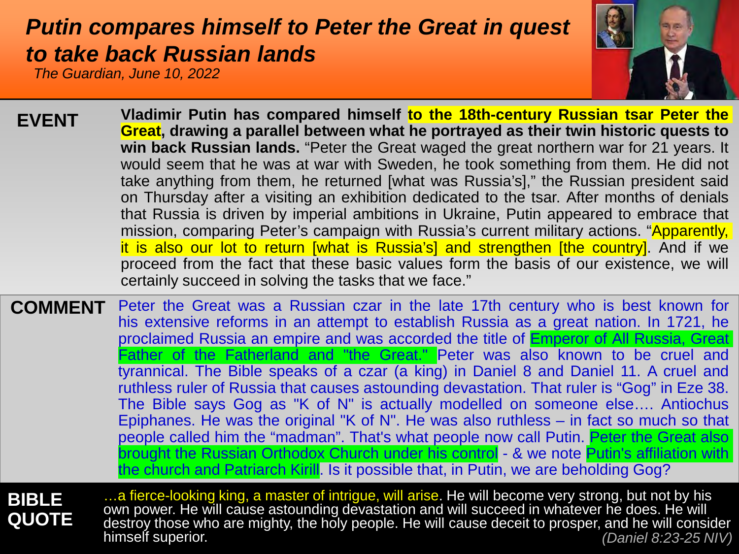# *Putin compares himself to Peter the Great in quest to take back Russian lands*

*The Guardian, June 10, 2022*

**EVENT**

**Vladimir Putin has compared himself to the 18th-century Russian tsar Peter the Great, drawing a parallel between what he portrayed as their twin historic quests to win back Russian lands.** "Peter the Great waged the great northern war for 21 years. It would seem that he was at war with Sweden, he took something from them. He did not take anything from them, he returned [what was Russia's]," the Russian president said on Thursday after a visiting an exhibition dedicated to the tsar. After months of denials that Russia is driven by imperial ambitions in Ukraine, Putin appeared to embrace that mission, comparing Peter's campaign with Russia's current military actions. "Apparently, it is also our lot to return [what is Russia's] and strengthen [the country]. And if we proceed from the fact that these basic values form the basis of our existence, we will certainly succeed in solving the tasks that we face."

**COMMENT**

Peter the Great was a Russian czar in the late 17th century who is best known for his extensive reforms in an attempt to establish Russia as a great nation. In 1721, he proclaimed Russia an empire and was accorded the title of Emperor of All Russia, Great Father of the Fatherland and "the Great." Peter was also known to be cruel and tyrannical. The Bible speaks of a czar (a king) in Daniel 8 and Daniel 11. A cruel and ruthless ruler of Russia that causes astounding devastation. That ruler is "Gog" in Eze 38. The Bible says Gog as "K of N" is actually modelled on someone else…. Antiochus Epiphanes. He was the original "K of N". He was also ruthless – in fact so much so that people called him the "madman". That's what people now call Putin. Peter the Great also brought the Russian Orthodox Church under his control - & we note Putin's affiliation with the church and Patriarch Kirill. Is it possible that, in Putin, we are beholding Gog?

**BIBLE QUOTE**

…a fierce-looking king, a master of intrigue, will arise. He will become very strong, but not by his own power. He will cause astounding devastation and will succeed in whatever he does. He will destroy those who are mighty, the holy people. He will cause deceit to prosper, and he will consider himself superior. *(Daniel 8:23-25 NIV)*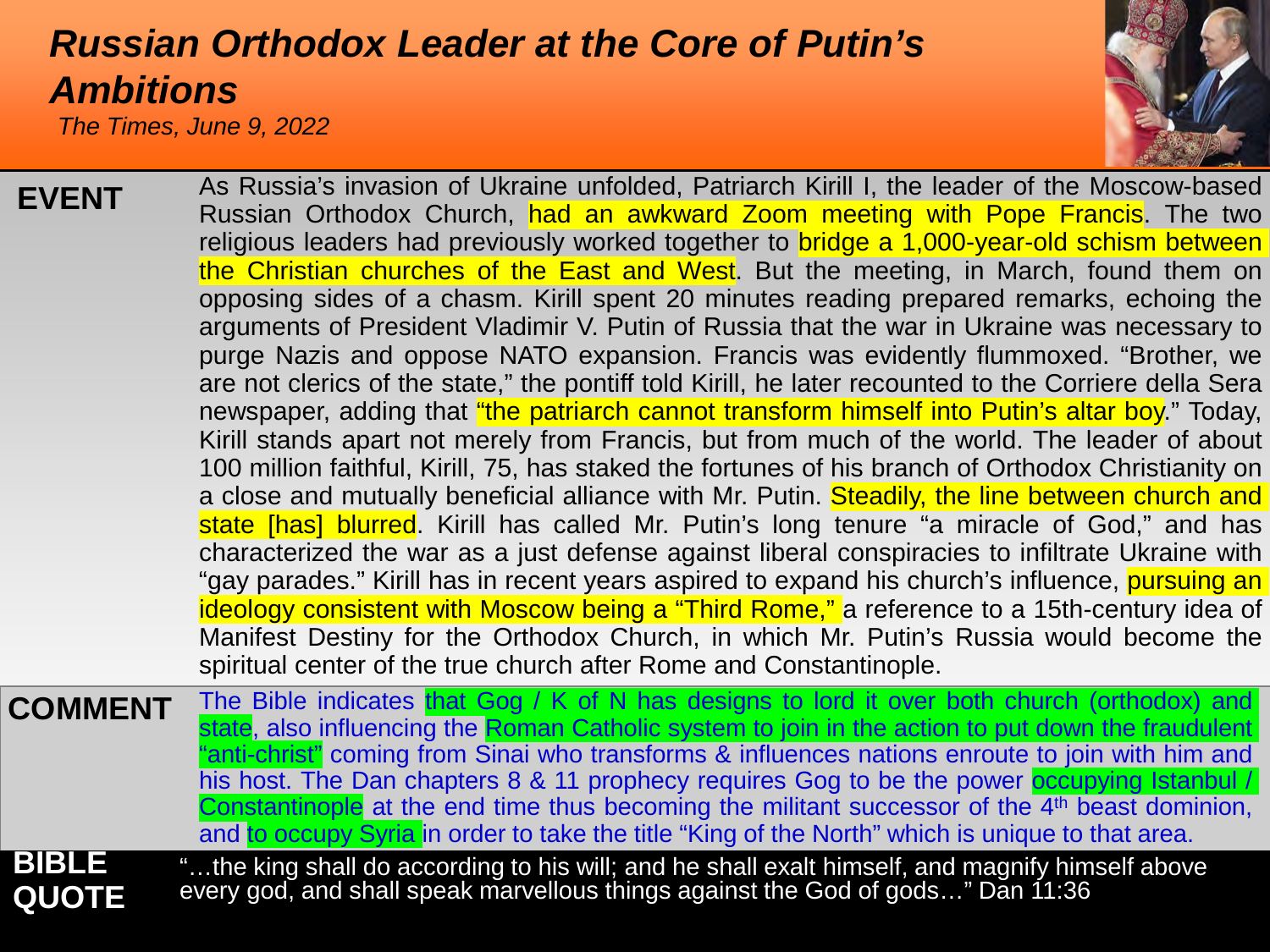# *Russian Orthodox Leader at the Core of Putin's Ambitions*

*The Times, June 9, 2022*

**EVENT**

As Russia's invasion of Ukraine unfolded, Patriarch Kirill I, the leader of the Moscow-based Russian Orthodox Church, had an awkward Zoom meeting with Pope Francis. The two religious leaders had previously worked together to bridge a 1,000-year-old schism between the Christian churches of the East and West. But the meeting, in March, found them on opposing sides of a chasm. Kirill spent 20 minutes reading prepared remarks, echoing the arguments of President Vladimir V. Putin of Russia that the war in Ukraine was necessary to purge Nazis and oppose NATO expansion. Francis was evidently flummoxed. "Brother, we are not clerics of the state," the pontiff told Kirill, he later recounted to the Corriere della Sera newspaper, adding that "the patriarch cannot transform himself into Putin's altar boy." Today, Kirill stands apart not merely from Francis, but from much of the world. The leader of about 100 million faithful, Kirill, 75, has staked the fortunes of his branch of Orthodox Christianity on a close and mutually beneficial alliance with Mr. Putin. Steadily, the line between church and state [has] blurred. Kirill has called Mr. Putin's long tenure "a miracle of God," and has characterized the war as a just defense against liberal conspiracies to infiltrate Ukraine with "gay parades." Kirill has in recent years aspired to expand his church's influence, pursuing an ideology consistent with Moscow being a "Third Rome," a reference to a 15th-century idea of Manifest Destiny for the Orthodox Church, in which Mr. Putin's Russia would become the spiritual center of the true church after Rome and Constantinople.

**COMMENT**

The Bible indicates that Gog / K of N has designs to lord it over both church (orthodox) and state, also influencing the Roman Catholic system to join in the action to put down the fraudulent "anti-christ" coming from Sinai who transforms & influences nations enroute to join with him and his host. The Dan chapters 8 & 11 prophecy requires Gog to be the power occupying Istanbul / Constantinople at the end time thus becoming the militant successor of the 4th beast dominion, and to occupy Syria in order to take the title "King of the North" which is unique to that area.

**BIBLE QUOTE**

"…the king shall do according to his will; and he shall exalt himself, and magnify himself above every god, and shall speak marvellous things against the God of gods…" Dan 11:36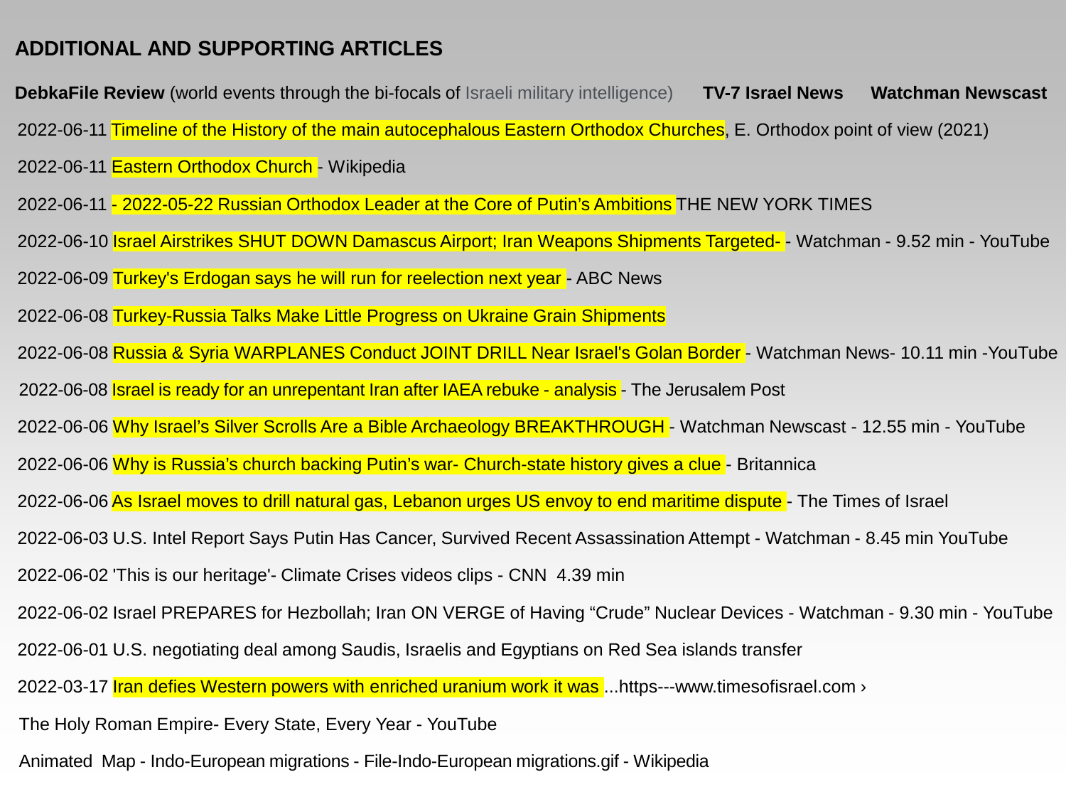## ADDITIONAL AND SUPPORTING ARTICLES

**DebkaFile Review** (world events through the bi-focals of Israeli military intelligence) **TV-7 Israel News** **Watchman Newscast**

2022-06-11 Timeline of the History of the main autocephalous Eastern Orthodox Churches, E. Orthodox point of view (2021)

2022-06-11 Eastern Orthodox Church - Wikipedia

2022-06-11 - 2022-05-22 Russian Orthodox Leader at the Core of Putin's Ambitions THE NEW YORK TIMES

2022-06-10 Israel Airstrikes SHUT DOWN Damascus Airport; Iran Weapons Shipments Targeted- - Watchman - 9.52 min - YouTube

2022-06-09 Turkey's Erdogan says he will run for reelection next year - ABC News

2022-06-08 Turkey-Russia Talks Make Little Progress on Ukraine Grain Shipments

2022-06-08 Russia & Syria WARPLANES Conduct JOINT DRILL Near Israel's Golan Border - Watchman News- 10.11 min -YouTube

2022-06-08 Israel is ready for an unrepentant Iran after IAEA rebuke - analysis - The Jerusalem Post

2022-06-06 Why Israel's Silver Scrolls Are a Bible Archaeology BREAKTHROUGH - Watchman Newscast - 12.55 min - YouTube

2022-06-06 Why is Russia's church backing Putin's war- Church-state history gives a clue - Britannica

2022-06-06 As Israel moves to drill natural gas, Lebanon urges US envoy to end maritime dispute - The Times of Israel

2022-06-03 U.S. Intel Report Says Putin Has Cancer, Survived Recent Assassination Attempt - Watchman - 8.45 min YouTube

2022-06-02 'This is our heritage'- Climate Crises videos clips - CNN 4.39 min

2022-06-02 Israel PREPARES for Hezbollah; Iran ON VERGE of Having "Crude" Nuclear Devices - Watchman - 9.30 min - YouTube

2022-06-01 U.S. negotiating deal among Saudis, Israelis and Egyptians on Red Sea islands transfer

2022-03-17 Iran defies Western powers with enriched uranium work it was ...https---www.timesofisrael.com ›

The Holy Roman Empire- Every State, Every Year - YouTube

Animated Map - Indo-European migrations - File-Indo-European migrations.gif - Wikipedia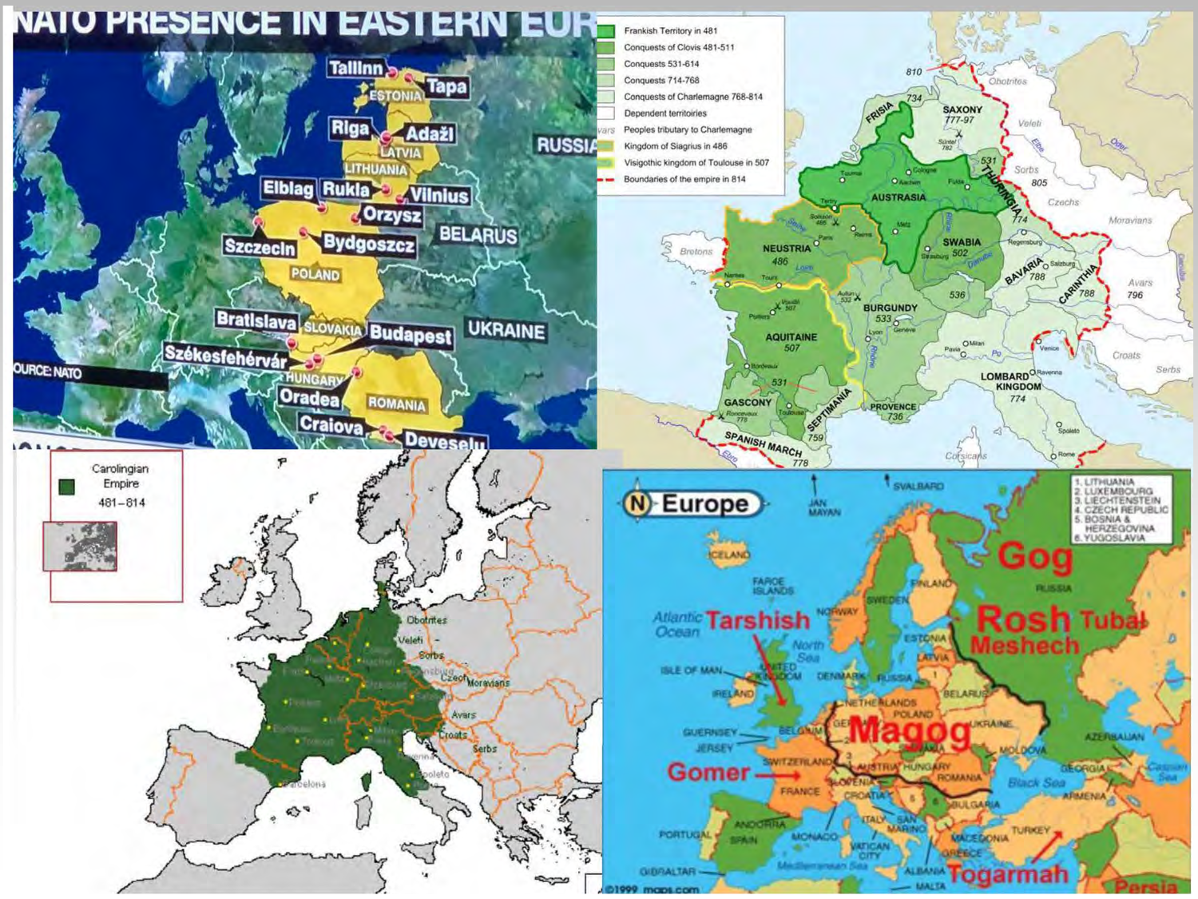# NATO PRESENCE IN EASTERN EUR

Tallinn, Tapa, ESTONIA, Riga, Adaži, LATVIA, LITHUANIA, Elblag, Rukla, Vilnius, Orzysz, Szczecin, Bydgoszcz, POLAND, BELARUS, RUSSIA, Bratislava, SLOVAKIA, Budapest, UKRAINE, Székesfehérvár, HUNGARY, Oradea, ROMANIA, Craiova, Deveselu

SOURCE: NATO

- Frankish Territory in 481
- Conquests of Clovis 481-511
- Conquests 531-614
- Conquests 714-768
- Conquests of Charlemagne 768-814
- Dependent territories
- Peoples tributary to Charlemagne
- Kingdom of Siagrius in 486
- Visigothic kingdom of Toulouse in 507
- Boundaries of the empire in 814

FRISIA 734, SAXONY 777-97, AUSTRASIA, THURINGIA 531, NEUSTRIA 486, SWABIA 502, BAVARIA 788, CARINTHIA 788, BURGUNDY 533, AQUITAINE 507, GASCONY, SEPTIMANIA 759, PROVENCE 736, SPANISH MARCH 778, LOMBARD KINGDOM 774, Obotrites, Veleti, Sorbs 805, Czechs, Moravians, Avars 796, Croats, Serbs, Bretons, Corsicans

Carolingian Empire 481–814

# Europe

Gog, Rosh, Tubal, Meshech, Tarshish, Magog, Gomer, Togarmah, Persia

1. LITHUANIA
2. LUXEMBOURG
3. LIECHTENSTEIN
4. CZECH REPUBLIC
5. BOSNIA & HERZEGOVINA
6. YUGOSLAVIA

©1999 maps.com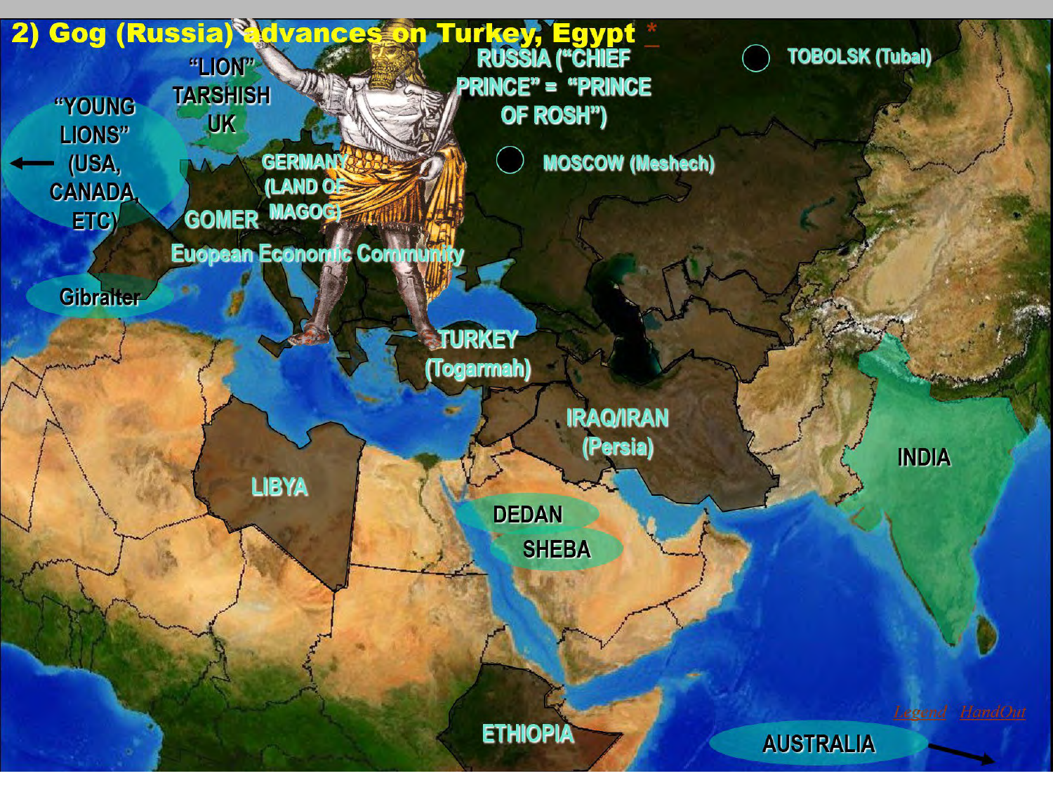## 2) Gog (Russia) advances on Turkey, Egypt *

RUSSIA ("CHIEF PRINCE" = "PRINCE OF ROSH")

TOBOLSK (Tubal)

MOSCOW (Meshech)

"LION" TARSHISH UK

"YOUNG LIONS" (USA, CANADA, ETC)

GERMANY (LAND OF MAGOG)

GOMER

Euopean Economic Community

Gibralter

TURKEY (Togarmah)

IRAQ/IRAN (Persia)

INDIA

LIBYA

DEDAN

SHEBA

ETHIOPIA

AUSTRALIA

Legend HandOut